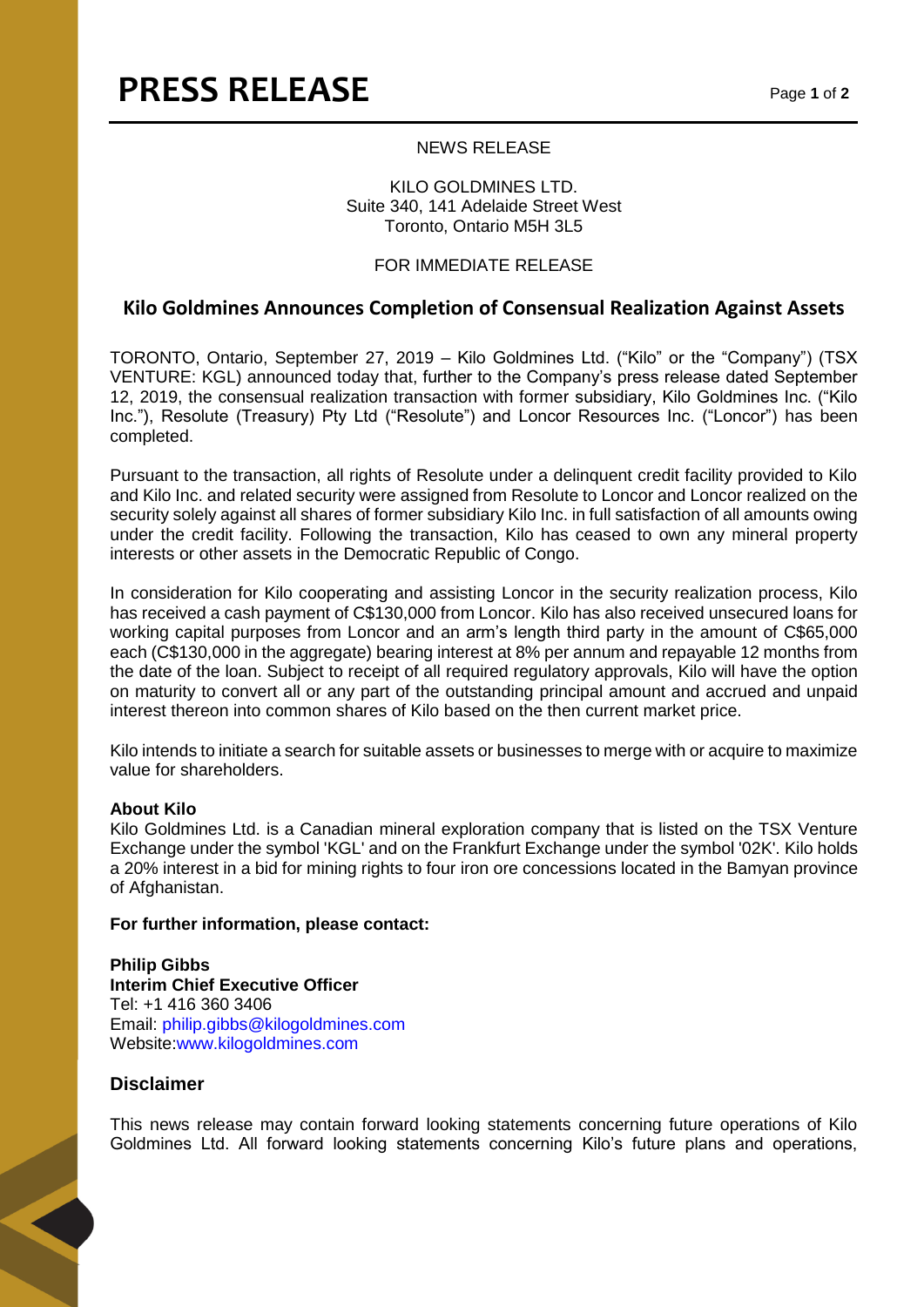# PRESS RELEASE

NEWS RELEASE

KILO GOLDMINES LTD.
Suite 340, 141 Adelaide Street West
Toronto, Ontario M5H 3L5

FOR IMMEDIATE RELEASE

## Kilo Goldmines Announces Completion of Consensual Realization Against Assets

TORONTO, Ontario, September 27, 2019 – Kilo Goldmines Ltd. ("Kilo" or the "Company") (TSX VENTURE: KGL) announced today that, further to the Company's press release dated September 12, 2019, the consensual realization transaction with former subsidiary, Kilo Goldmines Inc. ("Kilo Inc."), Resolute (Treasury) Pty Ltd ("Resolute") and Loncor Resources Inc. ("Loncor") has been completed.

Pursuant to the transaction, all rights of Resolute under a delinquent credit facility provided to Kilo and Kilo Inc. and related security were assigned from Resolute to Loncor and Loncor realized on the security solely against all shares of former subsidiary Kilo Inc. in full satisfaction of all amounts owing under the credit facility. Following the transaction, Kilo has ceased to own any mineral property interests or other assets in the Democratic Republic of Congo.

In consideration for Kilo cooperating and assisting Loncor in the security realization process, Kilo has received a cash payment of C$130,000 from Loncor. Kilo has also received unsecured loans for working capital purposes from Loncor and an arm's length third party in the amount of C$65,000 each (C$130,000 in the aggregate) bearing interest at 8% per annum and repayable 12 months from the date of the loan. Subject to receipt of all required regulatory approvals, Kilo will have the option on maturity to convert all or any part of the outstanding principal amount and accrued and unpaid interest thereon into common shares of Kilo based on the then current market price.

Kilo intends to initiate a search for suitable assets or businesses to merge with or acquire to maximize value for shareholders.

**About Kilo**
Kilo Goldmines Ltd. is a Canadian mineral exploration company that is listed on the TSX Venture Exchange under the symbol 'KGL' and on the Frankfurt Exchange under the symbol '02K'. Kilo holds a 20% interest in a bid for mining rights to four iron ore concessions located in the Bamyan province of Afghanistan.

**For further information, please contact:**

**Philip Gibbs**
**Interim Chief Executive Officer**
Tel: +1 416 360 3406
Email: philip.gibbs@kilogoldmines.com
Website:www.kilogoldmines.com

### Disclaimer

This news release may contain forward looking statements concerning future operations of Kilo Goldmines Ltd. All forward looking statements concerning Kilo's future plans and operations,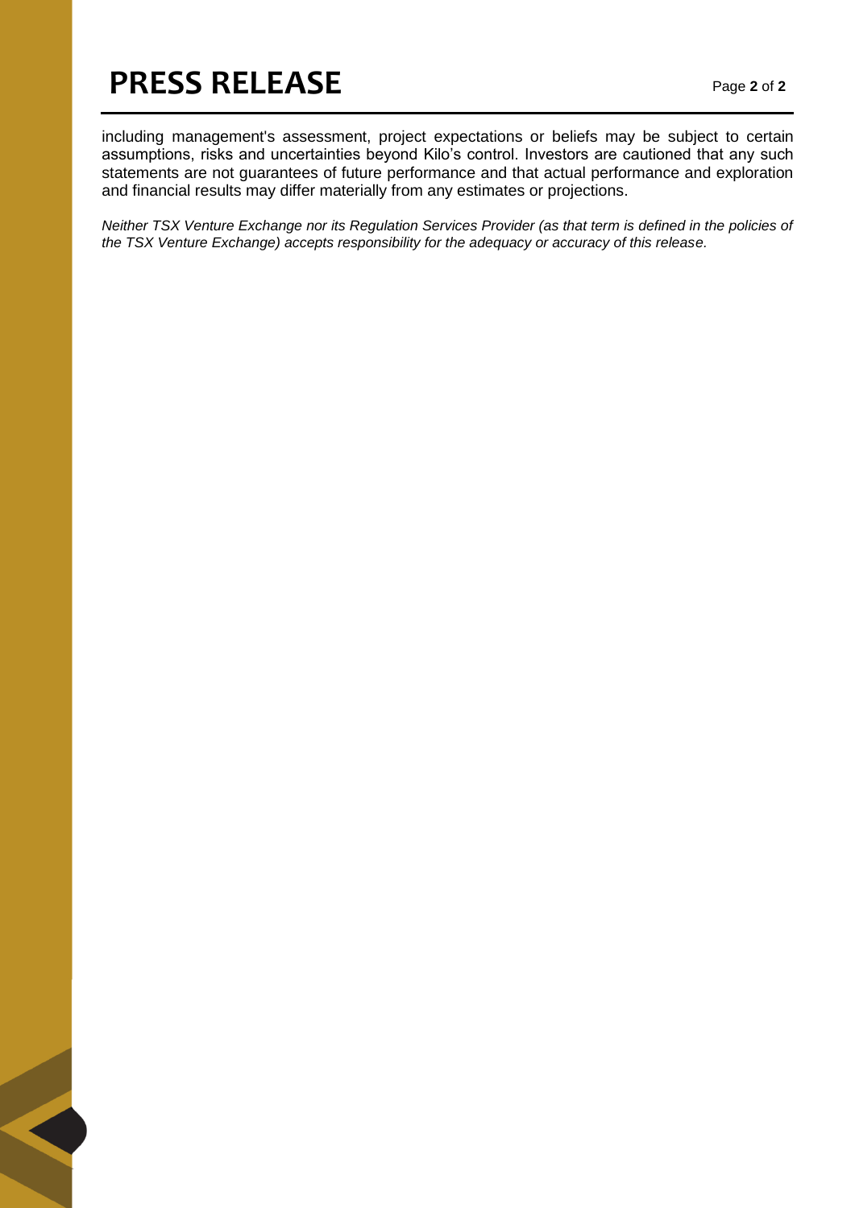including management's assessment, project expectations or beliefs may be subject to certain assumptions, risks and uncertainties beyond Kilo's control. Investors are cautioned that any such statements are not guarantees of future performance and that actual performance and exploration and financial results may differ materially from any estimates or projections.

*Neither TSX Venture Exchange nor its Regulation Services Provider (as that term is defined in the policies of the TSX Venture Exchange) accepts responsibility for the adequacy or accuracy of this release.*